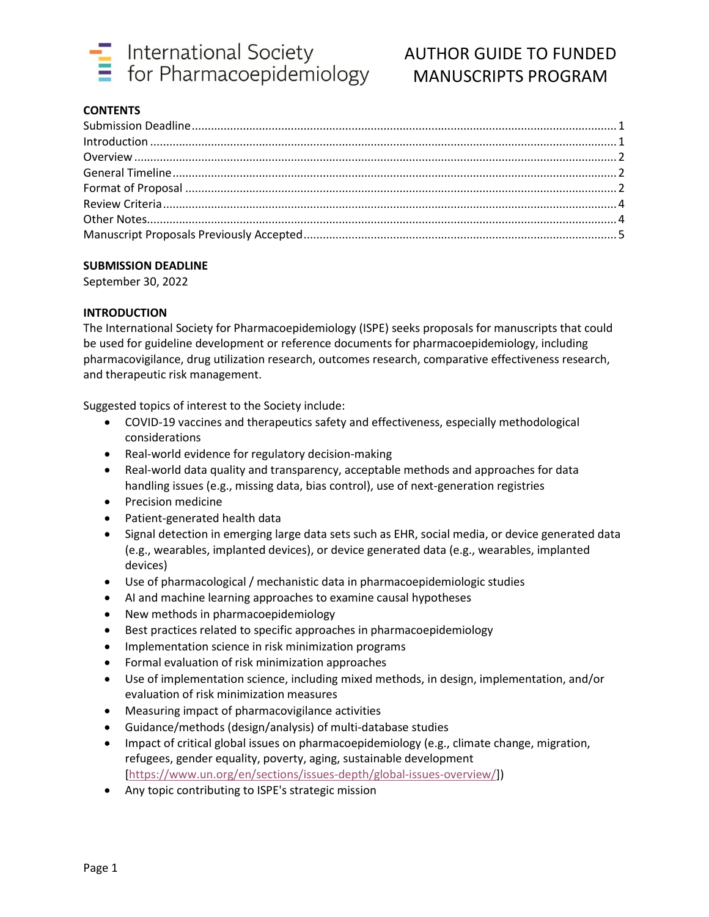International Society for Pharmacoepidemiology

# AUTHOR GUIDE TO FUNDED MANUSCRIPTS PROGRAM

**CONTENTS**

Submission Deadline .................... 1
Introduction .................... 1
Overview .................... 2
General Timeline .................... 2
Format of Proposal .................... 2
Review Criteria .................... 4
Other Notes .................... 4
Manuscript Proposals Previously Accepted .................... 5

## SUBMISSION DEADLINE

September 30, 2022

## INTRODUCTION

The International Society for Pharmacoepidemiology (ISPE) seeks proposals for manuscripts that could be used for guideline development or reference documents for pharmacoepidemiology, including pharmacovigilance, drug utilization research, outcomes research, comparative effectiveness research, and therapeutic risk management.

Suggested topics of interest to the Society include:

- COVID-19 vaccines and therapeutics safety and effectiveness, especially methodological considerations
- Real-world evidence for regulatory decision-making
- Real-world data quality and transparency, acceptable methods and approaches for data handling issues (e.g., missing data, bias control), use of next-generation registries
- Precision medicine
- Patient-generated health data
- Signal detection in emerging large data sets such as EHR, social media, or device generated data (e.g., wearables, implanted devices), or device generated data (e.g., wearables, implanted devices)
- Use of pharmacological / mechanistic data in pharmacoepidemiologic studies
- AI and machine learning approaches to examine causal hypotheses
- New methods in pharmacoepidemiology
- Best practices related to specific approaches in pharmacoepidemiology
- Implementation science in risk minimization programs
- Formal evaluation of risk minimization approaches
- Use of implementation science, including mixed methods, in design, implementation, and/or evaluation of risk minimization measures
- Measuring impact of pharmacovigilance activities
- Guidance/methods (design/analysis) of multi-database studies
- Impact of critical global issues on pharmacoepidemiology (e.g., climate change, migration, refugees, gender equality, poverty, aging, sustainable development [https://www.un.org/en/sections/issues-depth/global-issues-overview/])
- Any topic contributing to ISPE's strategic mission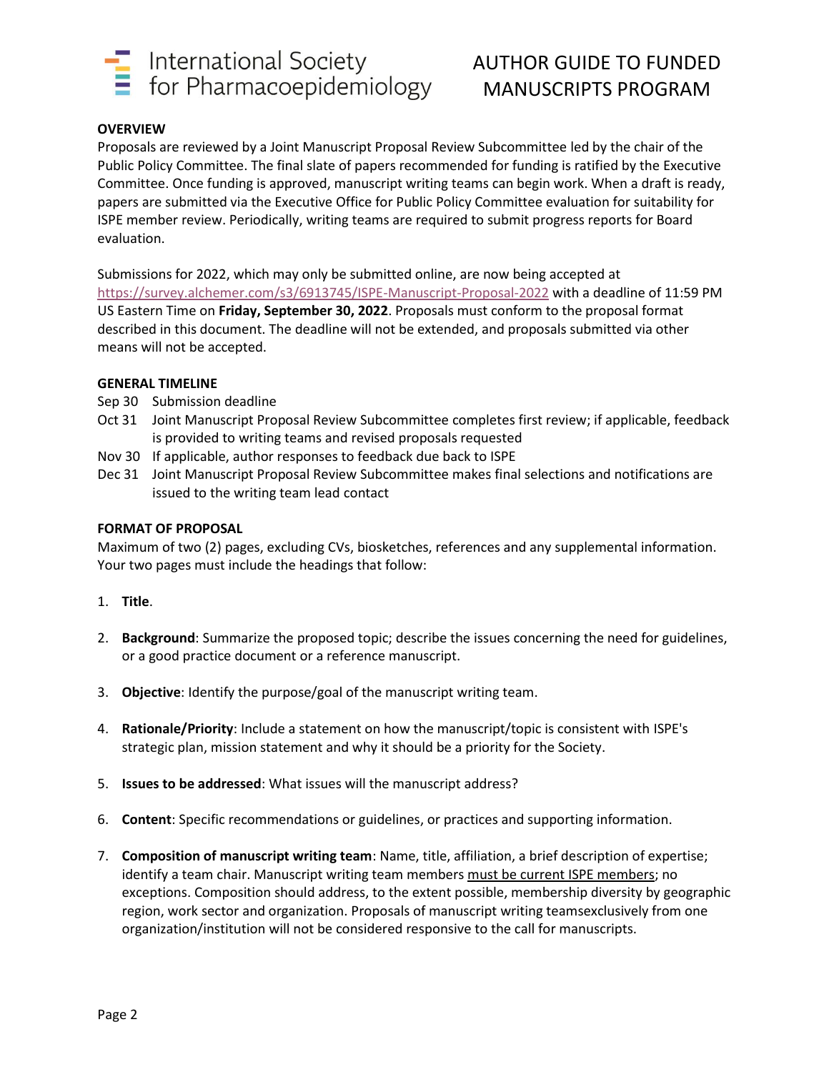# AUTHOR GUIDE TO FUNDED MANUSCRIPTS PROGRAM

**OVERVIEW**

Proposals are reviewed by a Joint Manuscript Proposal Review Subcommittee led by the chair of the Public Policy Committee. The final slate of papers recommended for funding is ratified by the Executive Committee. Once funding is approved, manuscript writing teams can begin work. When a draft is ready, papers are submitted via the Executive Office for Public Policy Committee evaluation for suitability for ISPE member review. Periodically, writing teams are required to submit progress reports for Board evaluation.

Submissions for 2022, which may only be submitted online, are now being accepted at https://survey.alchemer.com/s3/6913745/ISPE-Manuscript-Proposal-2022 with a deadline of 11:59 PM US Eastern Time on **Friday, September 30, 2022**. Proposals must conform to the proposal format described in this document. The deadline will not be extended, and proposals submitted via other means will not be accepted.

**GENERAL TIMELINE**

Sep 30 Submission deadline

Oct 31 Joint Manuscript Proposal Review Subcommittee completes first review; if applicable, feedback is provided to writing teams and revised proposals requested

Nov 30 If applicable, author responses to feedback due back to ISPE

Dec 31 Joint Manuscript Proposal Review Subcommittee makes final selections and notifications are issued to the writing team lead contact

**FORMAT OF PROPOSAL**

Maximum of two (2) pages, excluding CVs, biosketches, references and any supplemental information. Your two pages must include the headings that follow:

1. **Title**.

2. **Background**: Summarize the proposed topic; describe the issues concerning the need for guidelines, or a good practice document or a reference manuscript.

3. **Objective**: Identify the purpose/goal of the manuscript writing team.

4. **Rationale/Priority**: Include a statement on how the manuscript/topic is consistent with ISPE's strategic plan, mission statement and why it should be a priority for the Society.

5. **Issues to be addressed**: What issues will the manuscript address?

6. **Content**: Specific recommendations or guidelines, or practices and supporting information.

7. **Composition of manuscript writing team**: Name, title, affiliation, a brief description of expertise; identify a team chair. Manuscript writing team members must be current ISPE members; no exceptions. Composition should address, to the extent possible, membership diversity by geographic region, work sector and organization. Proposals of manuscript writing teamsexclusively from one organization/institution will not be considered responsive to the call for manuscripts.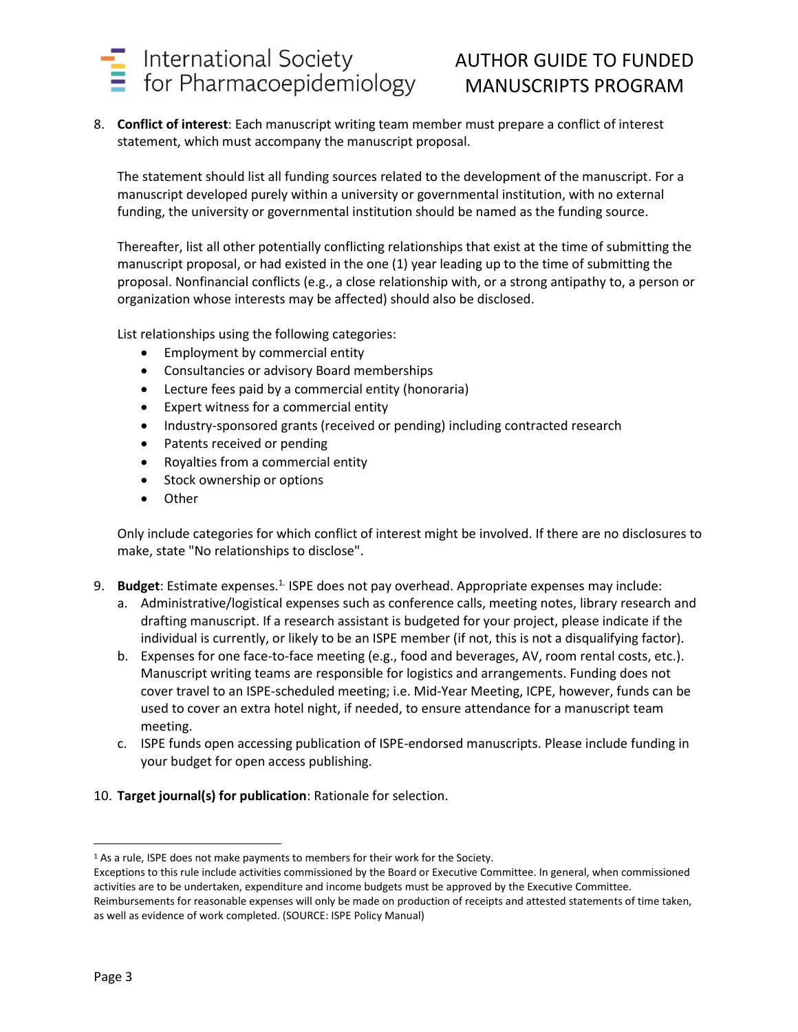8. **Conflict of interest**: Each manuscript writing team member must prepare a conflict of interest statement, which must accompany the manuscript proposal.

   The statement should list all funding sources related to the development of the manuscript. For a manuscript developed purely within a university or governmental institution, with no external funding, the university or governmental institution should be named as the funding source.

   Thereafter, list all other potentially conflicting relationships that exist at the time of submitting the manuscript proposal, or had existed in the one (1) year leading up to the time of submitting the proposal. Nonfinancial conflicts (e.g., a close relationship with, or a strong antipathy to, a person or organization whose interests may be affected) should also be disclosed.

   List relationships using the following categories:
   - Employment by commercial entity
   - Consultancies or advisory Board memberships
   - Lecture fees paid by a commercial entity (honoraria)
   - Expert witness for a commercial entity
   - Industry-sponsored grants (received or pending) including contracted research
   - Patents received or pending
   - Royalties from a commercial entity
   - Stock ownership or options
   - Other

   Only include categories for which conflict of interest might be involved. If there are no disclosures to make, state "No relationships to disclose".

9. **Budget**: Estimate expenses.[1] ISPE does not pay overhead. Appropriate expenses may include:
   a. Administrative/logistical expenses such as conference calls, meeting notes, library research and drafting manuscript. If a research assistant is budgeted for your project, please indicate if the individual is currently, or likely to be an ISPE member (if not, this is not a disqualifying factor).
   b. Expenses for one face-to-face meeting (e.g., food and beverages, AV, room rental costs, etc.). Manuscript writing teams are responsible for logistics and arrangements. Funding does not cover travel to an ISPE-scheduled meeting; i.e. Mid-Year Meeting, ICPE, however, funds can be used to cover an extra hotel night, if needed, to ensure attendance for a manuscript team meeting.
   c. ISPE funds open accessing publication of ISPE-endorsed manuscripts. Please include funding in your budget for open access publishing.

10. **Target journal(s) for publication**: Rationale for selection.

---

[1] As a rule, ISPE does not make payments to members for their work for the Society.
Exceptions to this rule include activities commissioned by the Board or Executive Committee. In general, when commissioned activities are to be undertaken, expenditure and income budgets must be approved by the Executive Committee.
Reimbursements for reasonable expenses will only be made on production of receipts and attested statements of time taken, as well as evidence of work completed. (SOURCE: ISPE Policy Manual)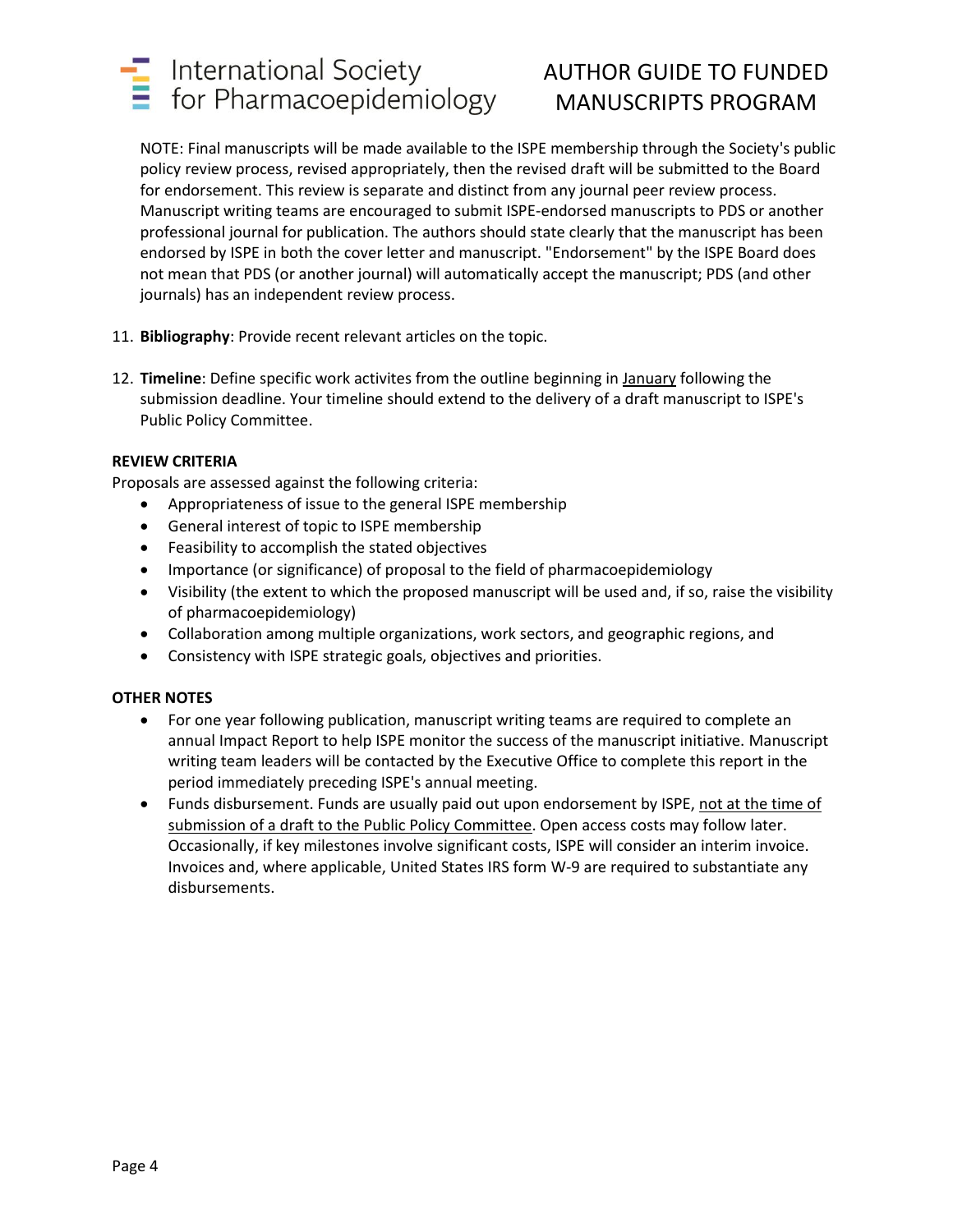NOTE: Final manuscripts will be made available to the ISPE membership through the Society's public policy review process, revised appropriately, then the revised draft will be submitted to the Board for endorsement. This review is separate and distinct from any journal peer review process. Manuscript writing teams are encouraged to submit ISPE-endorsed manuscripts to PDS or another professional journal for publication. The authors should state clearly that the manuscript has been endorsed by ISPE in both the cover letter and manuscript. "Endorsement" by the ISPE Board does not mean that PDS (or another journal) will automatically accept the manuscript; PDS (and other journals) has an independent review process.

11. **Bibliography**: Provide recent relevant articles on the topic.

12. **Timeline**: Define specific work activites from the outline beginning in January following the submission deadline. Your timeline should extend to the delivery of a draft manuscript to ISPE's Public Policy Committee.

**REVIEW CRITERIA**

Proposals are assessed against the following criteria:

- Appropriateness of issue to the general ISPE membership
- General interest of topic to ISPE membership
- Feasibility to accomplish the stated objectives
- Importance (or significance) of proposal to the field of pharmacoepidemiology
- Visibility (the extent to which the proposed manuscript will be used and, if so, raise the visibility of pharmacoepidemiology)
- Collaboration among multiple organizations, work sectors, and geographic regions, and
- Consistency with ISPE strategic goals, objectives and priorities.

**OTHER NOTES**

- For one year following publication, manuscript writing teams are required to complete an annual Impact Report to help ISPE monitor the success of the manuscript initiative. Manuscript writing team leaders will be contacted by the Executive Office to complete this report in the period immediately preceding ISPE's annual meeting.
- Funds disbursement. Funds are usually paid out upon endorsement by ISPE, not at the time of submission of a draft to the Public Policy Committee. Open access costs may follow later. Occasionally, if key milestones involve significant costs, ISPE will consider an interim invoice. Invoices and, where applicable, United States IRS form W-9 are required to substantiate any disbursements.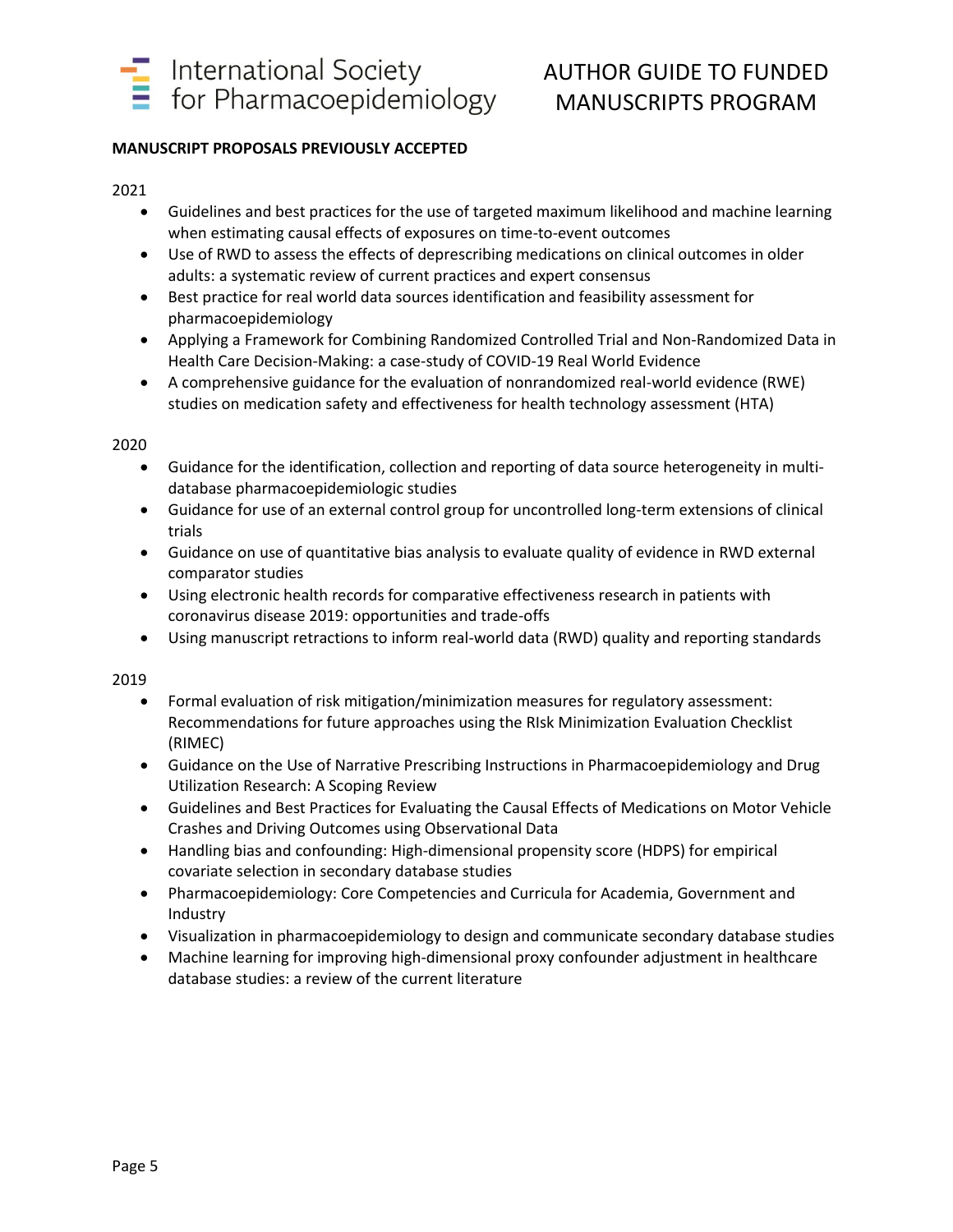**MANUSCRIPT PROPOSALS PREVIOUSLY ACCEPTED**

2021

- Guidelines and best practices for the use of targeted maximum likelihood and machine learning when estimating causal effects of exposures on time-to-event outcomes
- Use of RWD to assess the effects of deprescribing medications on clinical outcomes in older adults: a systematic review of current practices and expert consensus
- Best practice for real world data sources identification and feasibility assessment for pharmacoepidemiology
- Applying a Framework for Combining Randomized Controlled Trial and Non-Randomized Data in Health Care Decision-Making: a case-study of COVID-19 Real World Evidence
- A comprehensive guidance for the evaluation of nonrandomized real-world evidence (RWE) studies on medication safety and effectiveness for health technology assessment (HTA)

2020

- Guidance for the identification, collection and reporting of data source heterogeneity in multi-database pharmacoepidemiologic studies
- Guidance for use of an external control group for uncontrolled long-term extensions of clinical trials
- Guidance on use of quantitative bias analysis to evaluate quality of evidence in RWD external comparator studies
- Using electronic health records for comparative effectiveness research in patients with coronavirus disease 2019: opportunities and trade-offs
- Using manuscript retractions to inform real-world data (RWD) quality and reporting standards

2019

- Formal evaluation of risk mitigation/minimization measures for regulatory assessment: Recommendations for future approaches using the RIsk Minimization Evaluation Checklist (RIMEC)
- Guidance on the Use of Narrative Prescribing Instructions in Pharmacoepidemiology and Drug Utilization Research: A Scoping Review
- Guidelines and Best Practices for Evaluating the Causal Effects of Medications on Motor Vehicle Crashes and Driving Outcomes using Observational Data
- Handling bias and confounding: High-dimensional propensity score (HDPS) for empirical covariate selection in secondary database studies
- Pharmacoepidemiology: Core Competencies and Curricula for Academia, Government and Industry
- Visualization in pharmacoepidemiology to design and communicate secondary database studies
- Machine learning for improving high-dimensional proxy confounder adjustment in healthcare database studies: a review of the current literature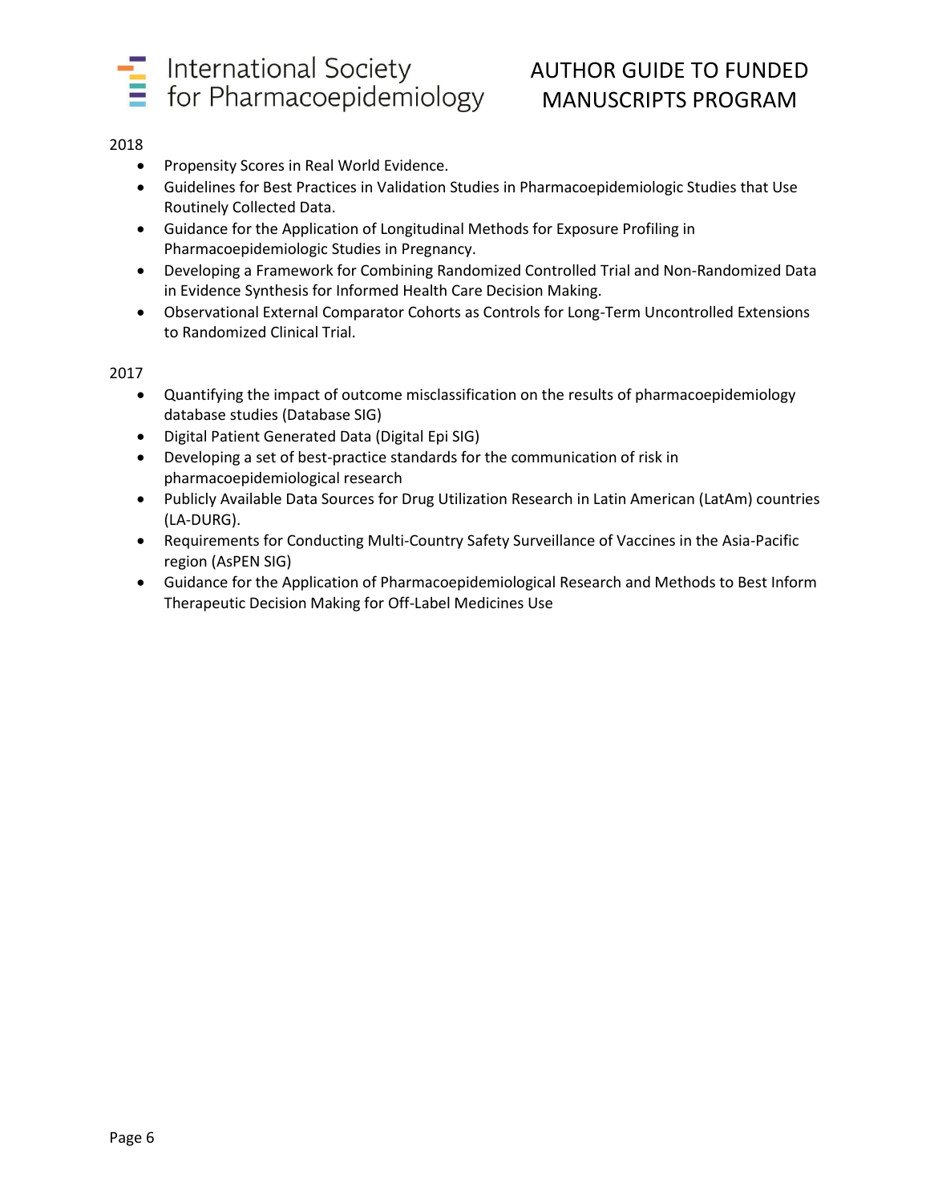2018

- Propensity Scores in Real World Evidence.
- Guidelines for Best Practices in Validation Studies in Pharmacoepidemiologic Studies that Use Routinely Collected Data.
- Guidance for the Application of Longitudinal Methods for Exposure Profiling in Pharmacoepidemiologic Studies in Pregnancy.
- Developing a Framework for Combining Randomized Controlled Trial and Non-Randomized Data in Evidence Synthesis for Informed Health Care Decision Making.
- Observational External Comparator Cohorts as Controls for Long-Term Uncontrolled Extensions to Randomized Clinical Trial.

2017

- Quantifying the impact of outcome misclassification on the results of pharmacoepidemiology database studies (Database SIG)
- Digital Patient Generated Data (Digital Epi SIG)
- Developing a set of best-practice standards for the communication of risk in pharmacoepidemiological research
- Publicly Available Data Sources for Drug Utilization Research in Latin American (LatAm) countries (LA-DURG).
- Requirements for Conducting Multi-Country Safety Surveillance of Vaccines in the Asia-Pacific region (AsPEN SIG)
- Guidance for the Application of Pharmacoepidemiological Research and Methods to Best Inform Therapeutic Decision Making for Off-Label Medicines Use